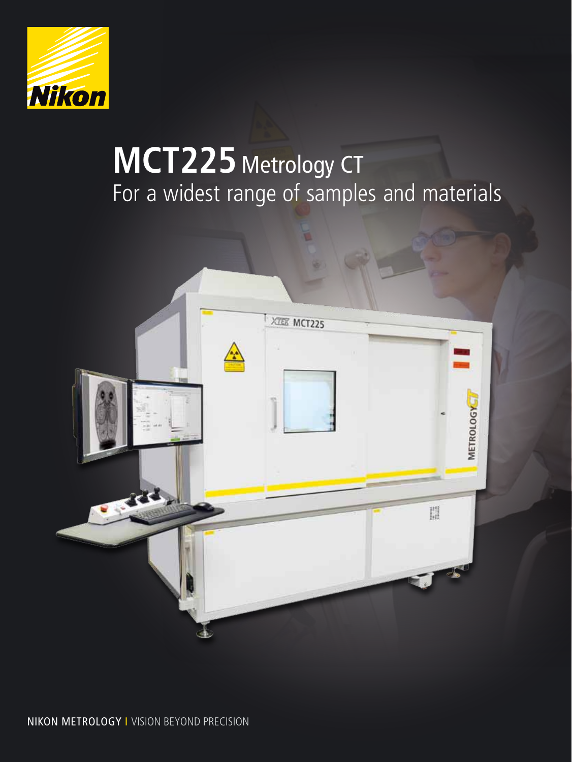Nikon

# MCT225 Metrology CT

For a widest range of samples and materials

NIKON METROLOGY I VISION BEYOND PRECISION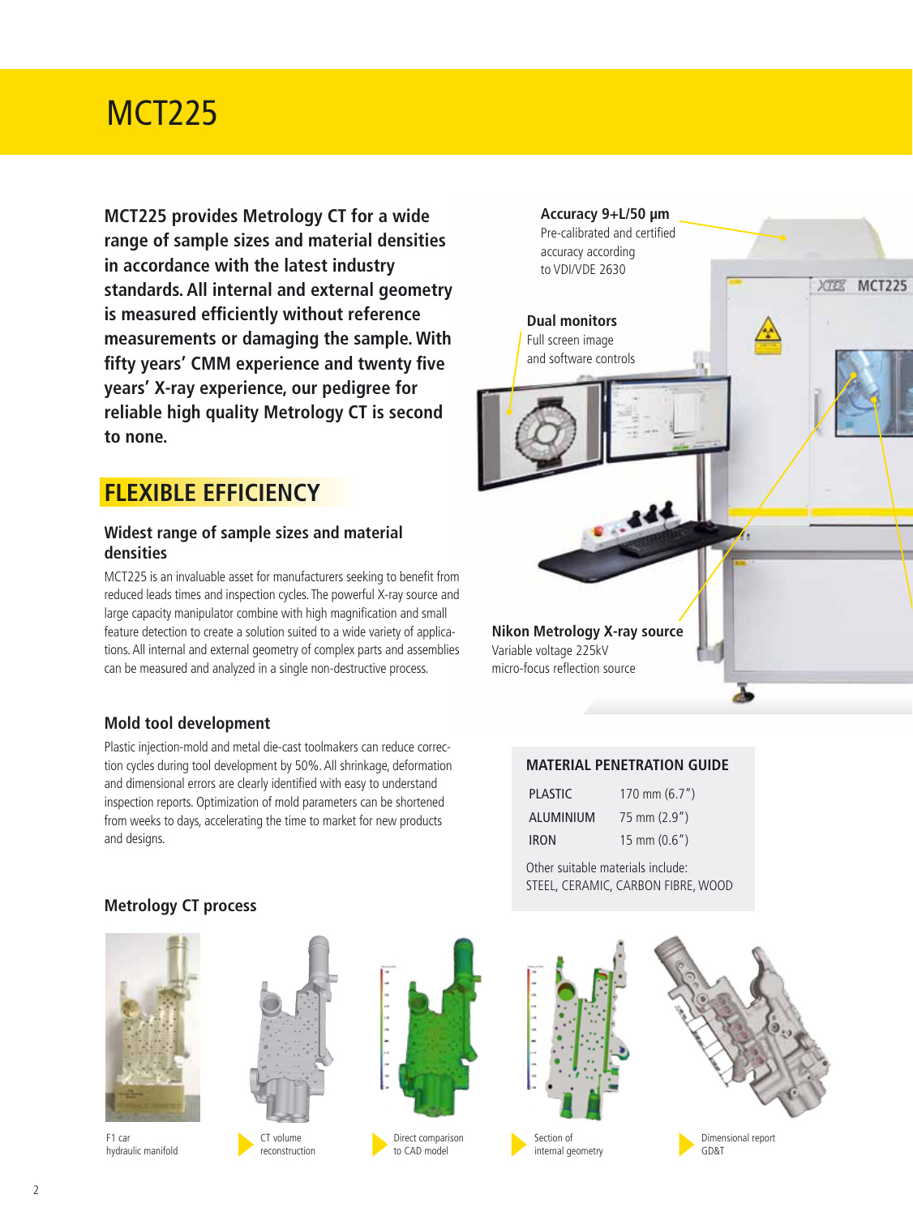# MCT225

**MCT225 provides Metrology CT for a wide range of sample sizes and material densities in accordance with the latest industry standards. All internal and external geometry is measured efficiently without reference measurements or damaging the sample. With fifty years' CMM experience and twenty five years' X-ray experience, our pedigree for reliable high quality Metrology CT is second to none.**

**Accuracy 9+L/50 µm**
Pre-calibrated and certified accuracy according to VDI/VDE 2630

**Dual monitors**
Full screen image and software controls

**Nikon Metrology X-ray source**
Variable voltage 225kV micro-focus reflection source

## FLEXIBLE EFFICIENCY

### Widest range of sample sizes and material densities

MCT225 is an invaluable asset for manufacturers seeking to benefit from reduced leads times and inspection cycles. The powerful X-ray source and large capacity manipulator combine with high magnification and small feature detection to create a solution suited to a wide variety of applications. All internal and external geometry of complex parts and assemblies can be measured and analyzed in a single non-destructive process.

### Mold tool development

Plastic injection-mold and metal die-cast toolmakers can reduce correction cycles during tool development by 50%. All shrinkage, deformation and dimensional errors are clearly identified with easy to understand inspection reports. Optimization of mold parameters can be shortened from weeks to days, accelerating the time to market for new products and designs.

**MATERIAL PENETRATION GUIDE**

| | |
|---|---|
| PLASTIC | 170 mm (6.7") |
| ALUMINIUM | 75 mm (2.9") |
| IRON | 15 mm (0.6") |

Other suitable materials include:
STEEL, CERAMIC, CARBON FIBRE, WOOD

### Metrology CT process

F1 car hydraulic manifold

CT volume reconstruction

Direct comparison to CAD model

Section of internal geometry

Dimensional report GD&T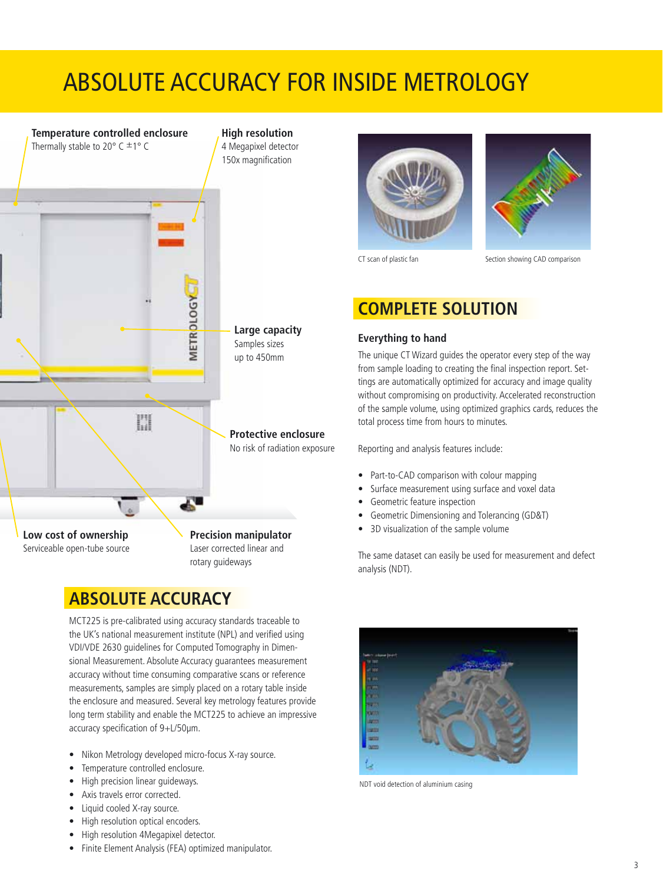# ABSOLUTE ACCURACY FOR INSIDE METROLOGY

**Temperature controlled enclosure**
Thermally stable to 20° C ±1° C

**High resolution**
4 Megapixel detector
150x magnification

**Large capacity**
Samples sizes
up to 450mm

**Protective enclosure**
No risk of radiation exposure

**Low cost of ownership**
Serviceable open-tube source

**Precision manipulator**
Laser corrected linear and rotary guideways

## ABSOLUTE ACCURACY

MCT225 is pre-calibrated using accuracy standards traceable to the UK's national measurement institute (NPL) and verified using VDI/VDE 2630 guidelines for Computed Tomography in Dimensional Measurement. Absolute Accuracy guarantees measurement accuracy without time consuming comparative scans or reference measurements, samples are simply placed on a rotary table inside the enclosure and measured. Several key metrology features provide long term stability and enable the MCT225 to achieve an impressive accuracy specification of 9+L/50µm.

- Nikon Metrology developed micro-focus X-ray source.
- Temperature controlled enclosure.
- High precision linear guideways.
- Axis travels error corrected.
- Liquid cooled X-ray source.
- High resolution optical encoders.
- High resolution 4Megapixel detector.
- Finite Element Analysis (FEA) optimized manipulator.

CT scan of plastic fan

Section showing CAD comparison

## COMPLETE SOLUTION

### Everything to hand

The unique CT Wizard guides the operator every step of the way from sample loading to creating the final inspection report. Settings are automatically optimized for accuracy and image quality without compromising on productivity. Accelerated reconstruction of the sample volume, using optimized graphics cards, reduces the total process time from hours to minutes.

Reporting and analysis features include:

- Part-to-CAD comparison with colour mapping
- Surface measurement using surface and voxel data
- Geometric feature inspection
- Geometric Dimensioning and Tolerancing (GD&T)
- 3D visualization of the sample volume

The same dataset can easily be used for measurement and defect analysis (NDT).

NDT void detection of aluminium casing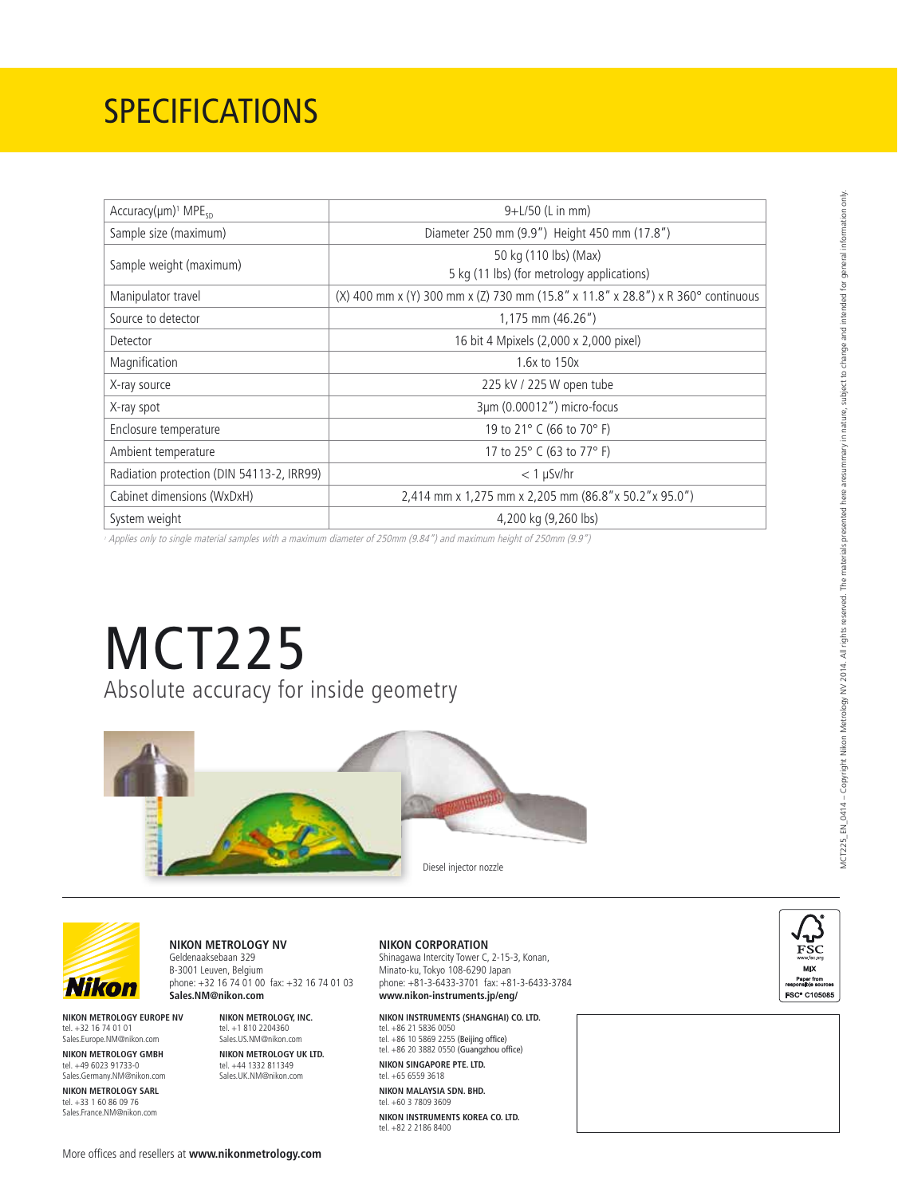# SPECIFICATIONS

| | |
|---|---|
| Accuracy(µm)[1] $MPE_{SD}$ | 9+L/50 (L in mm) |
| Sample size (maximum) | Diameter 250 mm (9.9") Height 450 mm (17.8") |
| Sample weight (maximum) | 50 kg (110 lbs) (Max)<br>5 kg (11 lbs) (for metrology applications) |
| Manipulator travel | (X) 400 mm x (Y) 300 mm x (Z) 730 mm (15.8" x 11.8" x 28.8") x R 360° continuous |
| Source to detector | 1,175 mm (46.26") |
| Detector | 16 bit 4 Mpixels (2,000 x 2,000 pixel) |
| Magnification | 1.6x to 150x |
| X-ray source | 225 kV / 225 W open tube |
| X-ray spot | 3µm (0.00012") micro-focus |
| Enclosure temperature | 19 to 21° C (66 to 70° F) |
| Ambient temperature | 17 to 25° C (63 to 77° F) |
| Radiation protection (DIN 54113-2, IRR99) | < 1 µSv/hr |
| Cabinet dimensions (WxDxH) | 2,414 mm x 1,275 mm x 2,205 mm (86.8"x 50.2"x 95.0") |
| System weight | 4,200 kg (9,260 lbs) |

[1] *Applies only to single material samples with a maximum diameter of 250mm (9.84") and maximum height of 250mm (9.9")*

# MCT225

## Absolute accuracy for inside geometry

Diesel injector nozzle

**NIKON METROLOGY NV**
Geldenaaksebaan 329
B-3001 Leuven, Belgium
phone: +32 16 74 01 00 fax: +32 16 74 01 03
**Sales.NM@nikon.com**

**NIKON METROLOGY EUROPE NV**
tel. +32 16 74 01 01
Sales.Europe.NM@nikon.com

**NIKON METROLOGY GMBH**
tel. +49 6023 91733-0
Sales.Germany.NM@nikon.com

**NIKON METROLOGY SARL**
tel. +33 1 60 86 09 76
Sales.France.NM@nikon.com

**NIKON METROLOGY, INC.**
tel. +1 810 2204360
Sales.US.NM@nikon.com

**NIKON METROLOGY UK LTD.**
tel. +44 1332 811349
Sales.UK.NM@nikon.com

**NIKON CORPORATION**
Shinagawa Intercity Tower C, 2-15-3, Konan,
Minato-ku, Tokyo 108-6290 Japan
phone: +81-3-6433-3701 fax: +81-3-6433-3784
**www.nikon-instruments.jp/eng/**

**NIKON INSTRUMENTS (SHANGHAI) CO. LTD.**
tel. +86 21 5836 0050
tel. +86 10 5869 2255 (Beijing office)
tel. +86 20 3882 0550 (Guangzhou office)

**NIKON SINGAPORE PTE. LTD.**
tel. +65 6559 3618

**NIKON MALAYSIA SDN. BHD.**
tel. +60 3 7809 3609

**NIKON INSTRUMENTS KOREA CO. LTD.**
tel. +82 2 2186 8400

More offices and resellers at **www.nikonmetrology.com**

MCT225_EN_0414 – Copyright Nikon Metrology NV 2014. All rights reserved. The materials presented here are summary in nature, subject to change and intended for general information only.